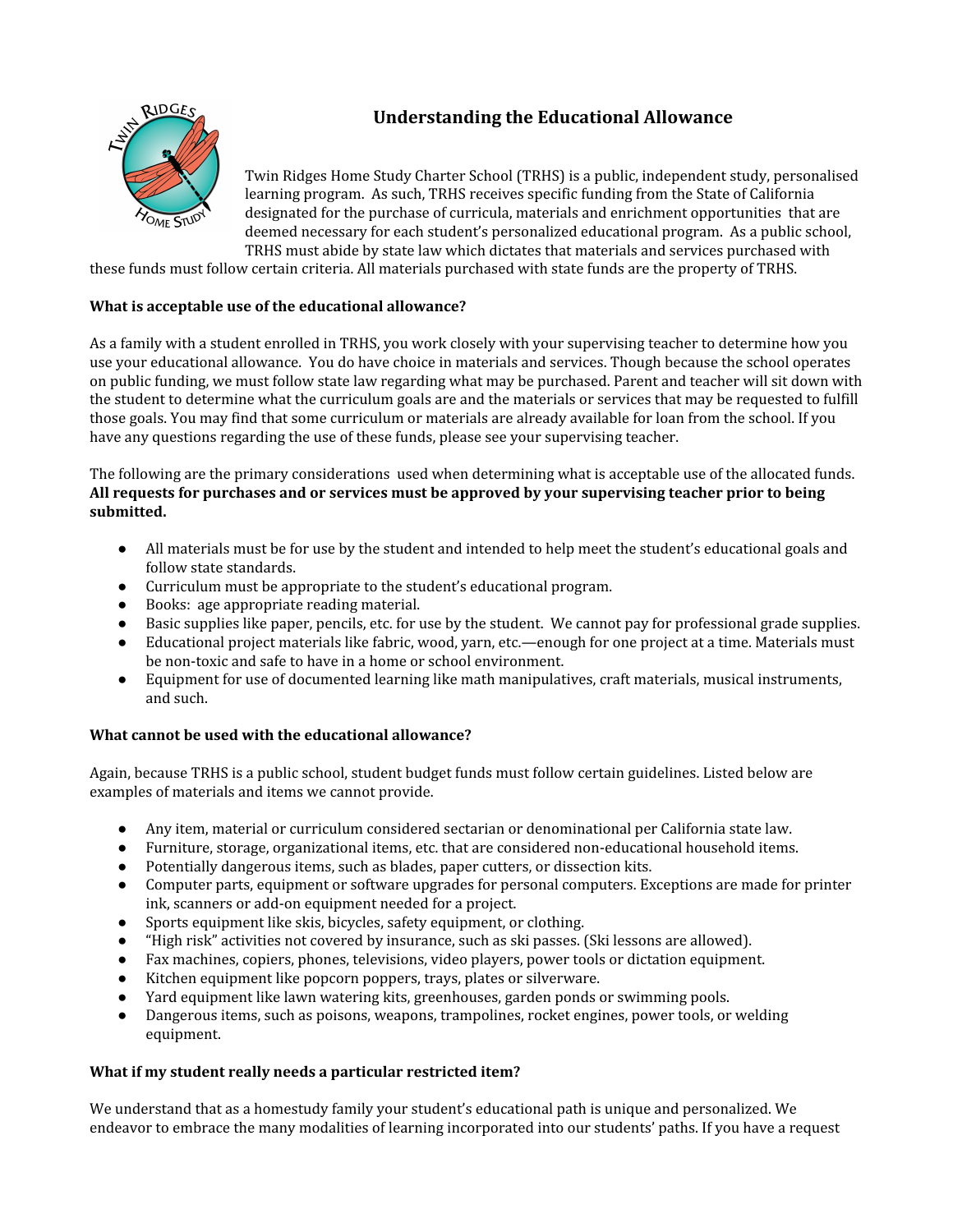# Understanding the Educational Allowance

Twin Ridges Home Study Charter School (TRHS) is a public, independent study, personalised learning program. As such, TRHS receives specific funding from the State of California designated for the purchase of curricula, materials and enrichment opportunities that are deemed necessary for each student's personalized educational program. As a public school, TRHS must abide by state law which dictates that materials and services purchased with these funds must follow certain criteria. All materials purchased with state funds are the property of TRHS.

**What is acceptable use of the educational allowance?**

As a family with a student enrolled in TRHS, you work closely with your supervising teacher to determine how you use your educational allowance. You do have choice in materials and services. Though because the school operates on public funding, we must follow state law regarding what may be purchased. Parent and teacher will sit down with the student to determine what the curriculum goals are and the materials or services that may be requested to fulfill those goals. You may find that some curriculum or materials are already available for loan from the school. If you have any questions regarding the use of these funds, please see your supervising teacher.

The following are the primary considerations used when determining what is acceptable use of the allocated funds. **All requests for purchases and or services must be approved by your supervising teacher prior to being submitted.**

- All materials must be for use by the student and intended to help meet the student's educational goals and follow state standards.
- Curriculum must be appropriate to the student's educational program.
- Books: age appropriate reading material.
- Basic supplies like paper, pencils, etc. for use by the student. We cannot pay for professional grade supplies.
- Educational project materials like fabric, wood, yarn, etc.—enough for one project at a time. Materials must be non-toxic and safe to have in a home or school environment.
- Equipment for use of documented learning like math manipulatives, craft materials, musical instruments, and such.

**What cannot be used with the educational allowance?**

Again, because TRHS is a public school, student budget funds must follow certain guidelines. Listed below are examples of materials and items we cannot provide.

- Any item, material or curriculum considered sectarian or denominational per California state law.
- Furniture, storage, organizational items, etc. that are considered non-educational household items.
- Potentially dangerous items, such as blades, paper cutters, or dissection kits.
- Computer parts, equipment or software upgrades for personal computers. Exceptions are made for printer ink, scanners or add-on equipment needed for a project.
- Sports equipment like skis, bicycles, safety equipment, or clothing.
- "High risk" activities not covered by insurance, such as ski passes. (Ski lessons are allowed).
- Fax machines, copiers, phones, televisions, video players, power tools or dictation equipment.
- Kitchen equipment like popcorn poppers, trays, plates or silverware.
- Yard equipment like lawn watering kits, greenhouses, garden ponds or swimming pools.
- Dangerous items, such as poisons, weapons, trampolines, rocket engines, power tools, or welding equipment.

**What if my student really needs a particular restricted item?**

We understand that as a homestudy family your student's educational path is unique and personalized. We endeavor to embrace the many modalities of learning incorporated into our students' paths. If you have a request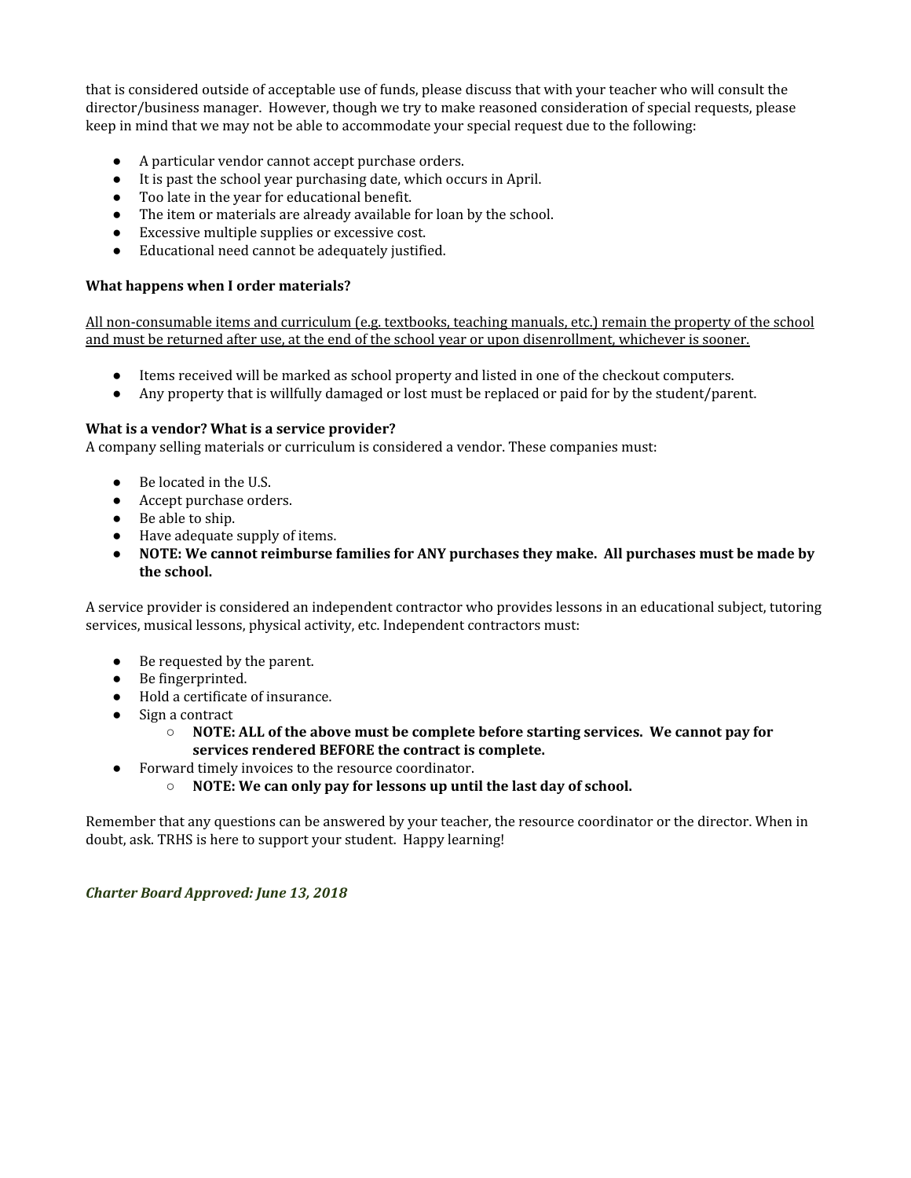that is considered outside of acceptable use of funds, please discuss that with your teacher who will consult the director/business manager. However, though we try to make reasoned consideration of special requests, please keep in mind that we may not be able to accommodate your special request due to the following:

- A particular vendor cannot accept purchase orders.
- It is past the school year purchasing date, which occurs in April.
- Too late in the year for educational benefit.
- The item or materials are already available for loan by the school.
- Excessive multiple supplies or excessive cost.
- Educational need cannot be adequately justified.

**What happens when I order materials?**

<u>All non-consumable items and curriculum (e.g. textbooks, teaching manuals, etc.) remain the property of the school and must be returned after use, at the end of the school year or upon disenrollment, whichever is sooner.</u>

- Items received will be marked as school property and listed in one of the checkout computers.
- Any property that is willfully damaged or lost must be replaced or paid for by the student/parent.

**What is a vendor? What is a service provider?**

A company selling materials or curriculum is considered a vendor. These companies must:

- Be located in the U.S.
- Accept purchase orders.
- Be able to ship.
- Have adequate supply of items.
- **NOTE: We cannot reimburse families for ANY purchases they make. All purchases must be made by the school.**

A service provider is considered an independent contractor who provides lessons in an educational subject, tutoring services, musical lessons, physical activity, etc. Independent contractors must:

- Be requested by the parent.
- Be fingerprinted.
- Hold a certificate of insurance.
- Sign a contract
  - **NOTE: ALL of the above must be complete before starting services. We cannot pay for services rendered BEFORE the contract is complete.**
- Forward timely invoices to the resource coordinator.
  - **NOTE: We can only pay for lessons up until the last day of school.**

Remember that any questions can be answered by your teacher, the resource coordinator or the director. When in doubt, ask. TRHS is here to support your student. Happy learning!

***Charter Board Approved: June 13, 2018***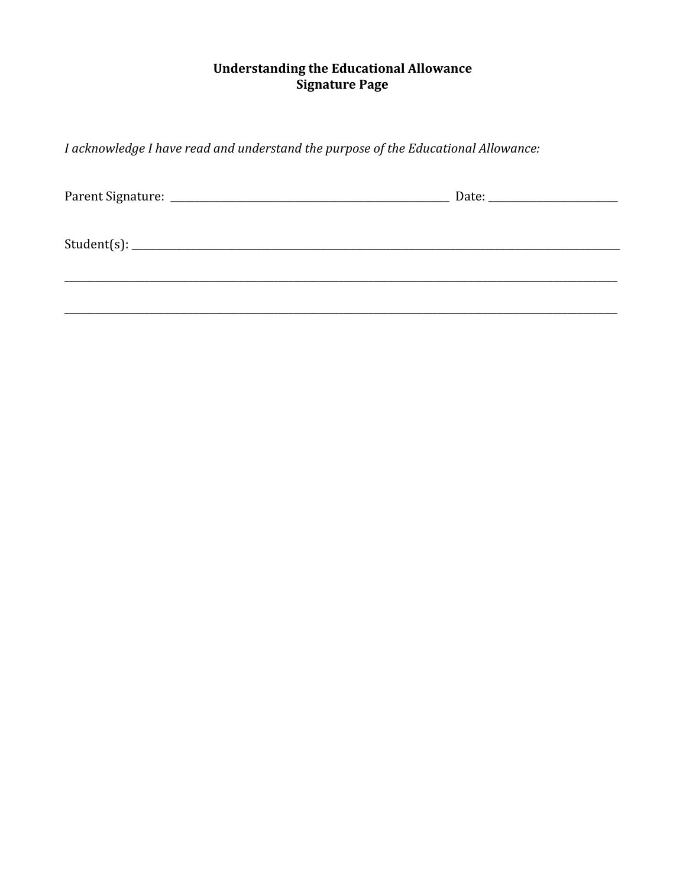**Understanding the Educational Allowance**
**Signature Page**

*I acknowledge I have read and understand the purpose of the Educational Allowance:*

Parent Signature: ______________________________________________________ Date: __________________________

Student(s): ________________________________________________________________________________________________

____________________________________________________________________________________________________________

____________________________________________________________________________________________________________